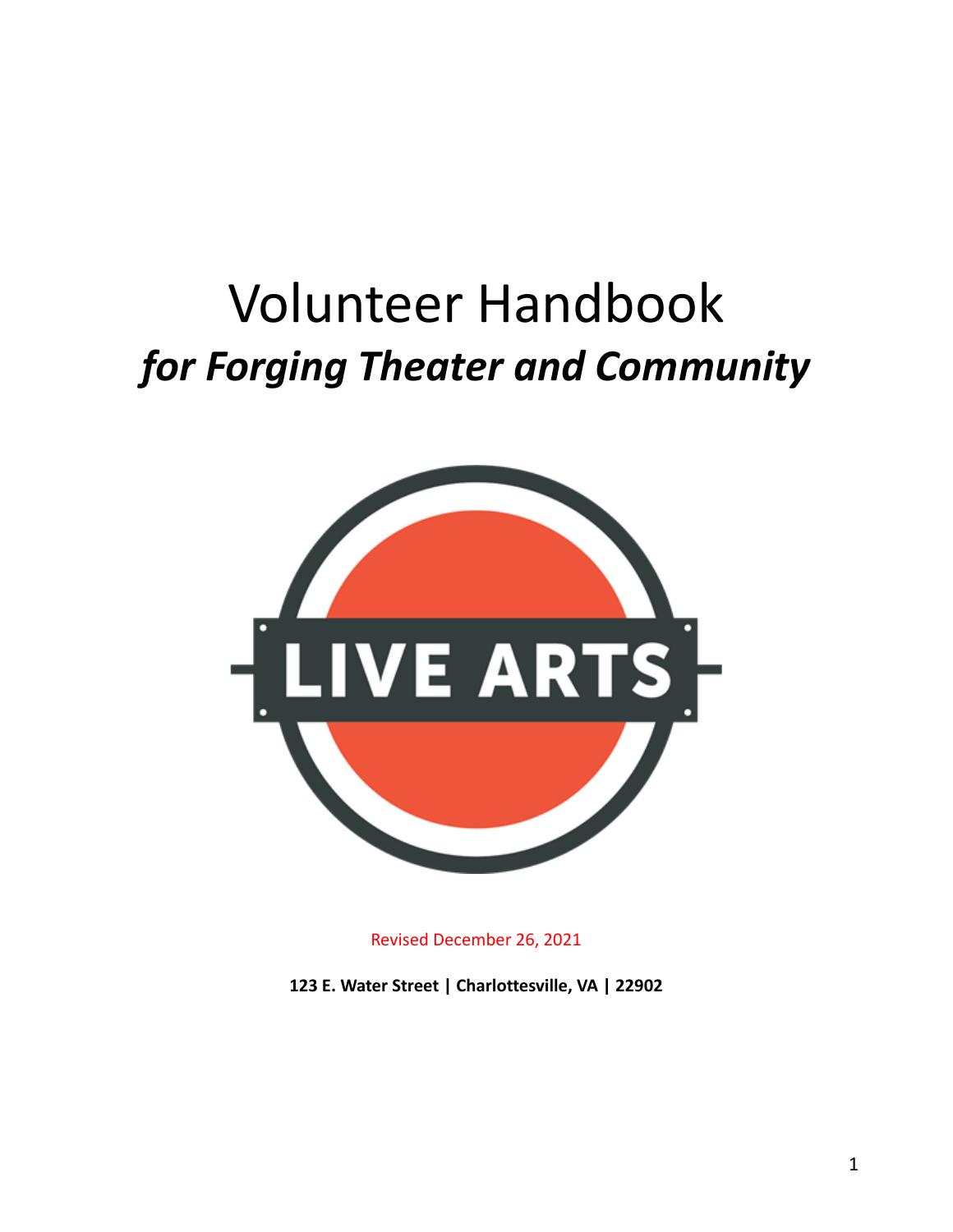# Volunteer Handbook

## *for Forging Theater and Community*

LIVE ARTS

Revised December 26, 2021

**123 E. Water Street | Charlottesville, VA | 22902**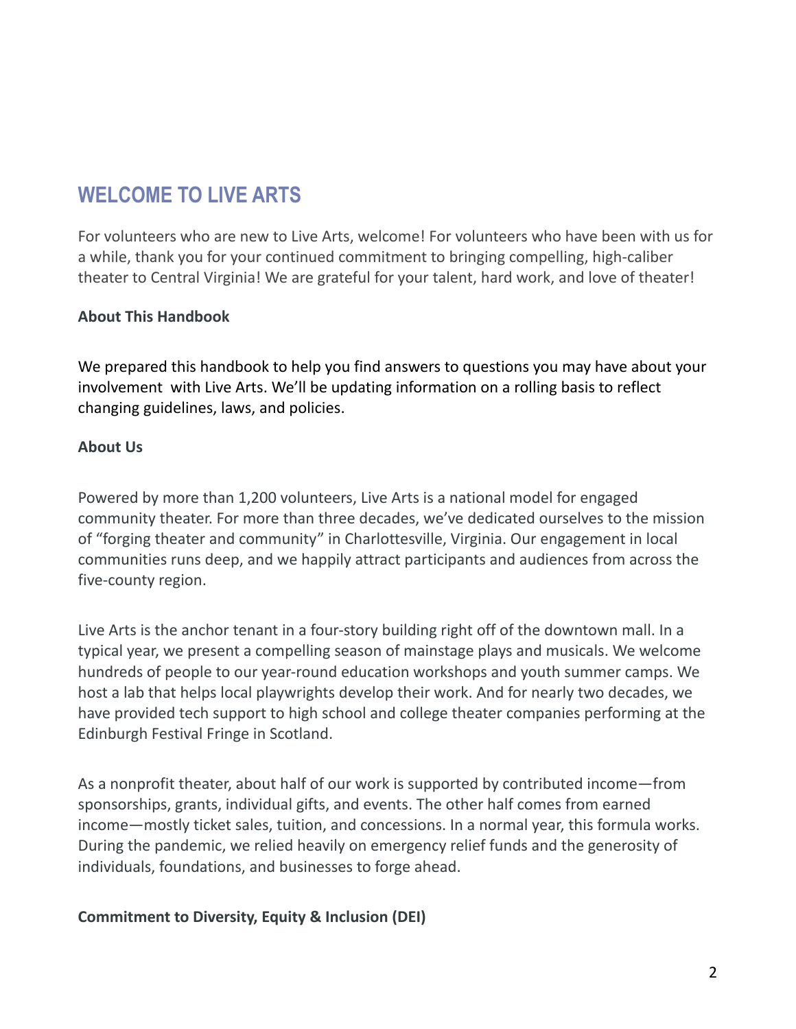# WELCOME TO LIVE ARTS

For volunteers who are new to Live Arts, welcome! For volunteers who have been with us for a while, thank you for your continued commitment to bringing compelling, high-caliber theater to Central Virginia! We are grateful for your talent, hard work, and love of theater!

**About This Handbook**

We prepared this handbook to help you find answers to questions you may have about your involvement with Live Arts. We'll be updating information on a rolling basis to reflect changing guidelines, laws, and policies.

**About Us**

Powered by more than 1,200 volunteers, Live Arts is a national model for engaged community theater. For more than three decades, we've dedicated ourselves to the mission of "forging theater and community" in Charlottesville, Virginia. Our engagement in local communities runs deep, and we happily attract participants and audiences from across the five-county region.

Live Arts is the anchor tenant in a four-story building right off of the downtown mall. In a typical year, we present a compelling season of mainstage plays and musicals. We welcome hundreds of people to our year-round education workshops and youth summer camps. We host a lab that helps local playwrights develop their work. And for nearly two decades, we have provided tech support to high school and college theater companies performing at the Edinburgh Festival Fringe in Scotland.

As a nonprofit theater, about half of our work is supported by contributed income—from sponsorships, grants, individual gifts, and events. The other half comes from earned income—mostly ticket sales, tuition, and concessions. In a normal year, this formula works. During the pandemic, we relied heavily on emergency relief funds and the generosity of individuals, foundations, and businesses to forge ahead.

**Commitment to Diversity, Equity & Inclusion (DEI)**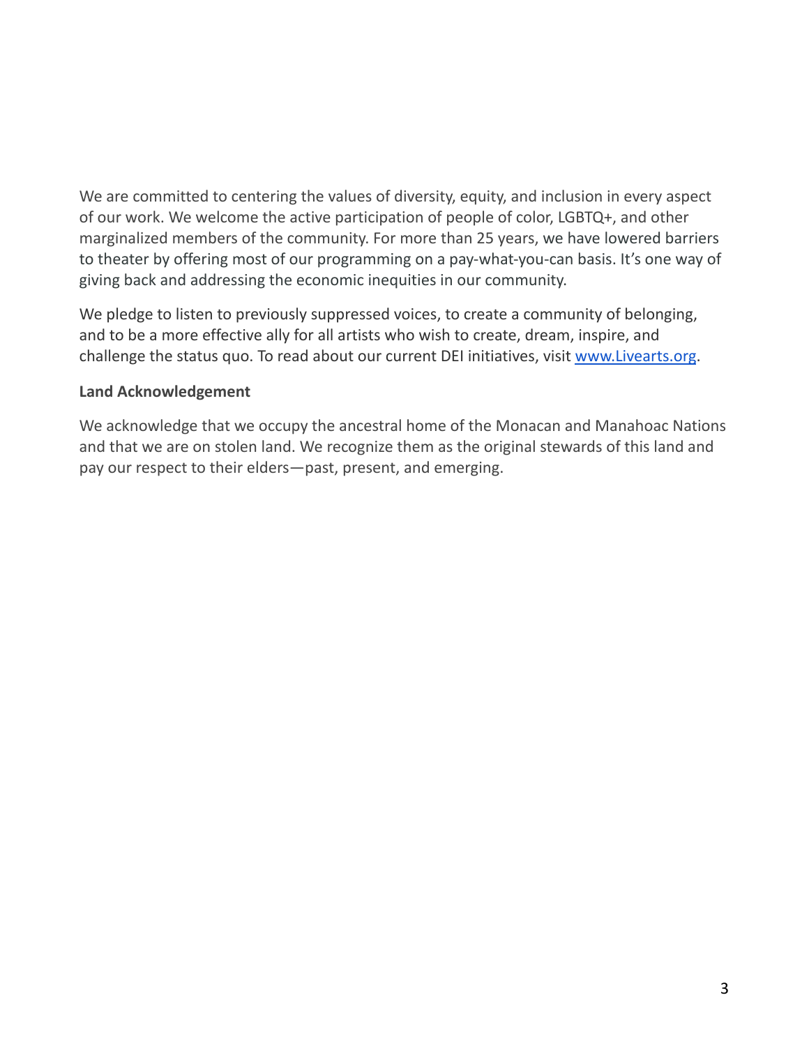We are committed to centering the values of diversity, equity, and inclusion in every aspect of our work. We welcome the active participation of people of color, LGBTQ+, and other marginalized members of the community. For more than 25 years, we have lowered barriers to theater by offering most of our programming on a pay-what-you-can basis. It's one way of giving back and addressing the economic inequities in our community.

We pledge to listen to previously suppressed voices, to create a community of belonging, and to be a more effective ally for all artists who wish to create, dream, inspire, and challenge the status quo. To read about our current DEI initiatives, visit [www.Livearts.org](http://www.Livearts.org).

**Land Acknowledgement**

We acknowledge that we occupy the ancestral home of the Monacan and Manahoac Nations and that we are on stolen land. We recognize them as the original stewards of this land and pay our respect to their elders—past, present, and emerging.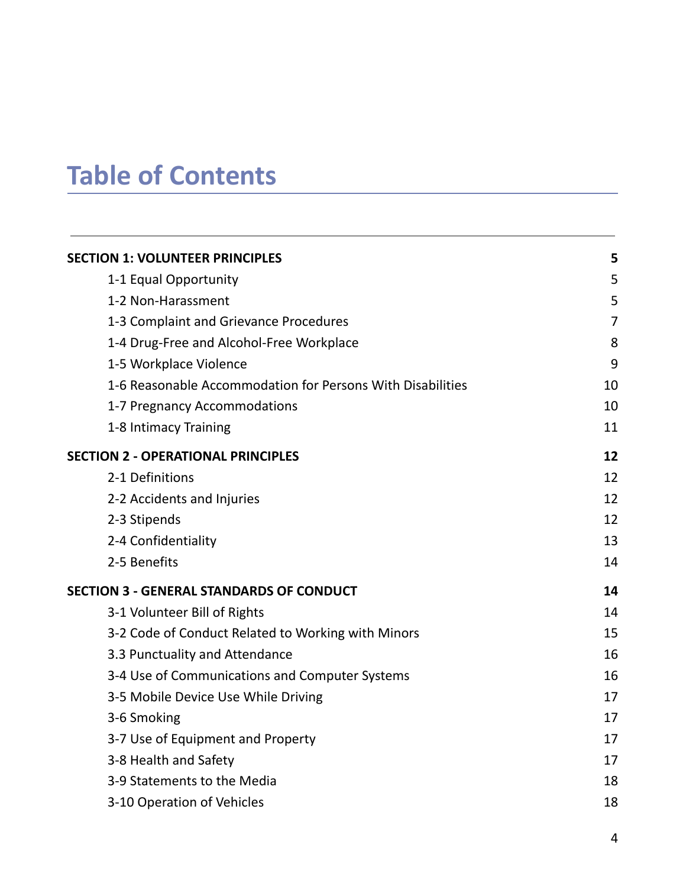# Table of Contents

| | |
|---|---|
| **SECTION 1: VOLUNTEER PRINCIPLES** | **5** |
| 1-1 Equal Opportunity | 5 |
| 1-2 Non-Harassment | 5 |
| 1-3 Complaint and Grievance Procedures | 7 |
| 1-4 Drug-Free and Alcohol-Free Workplace | 8 |
| 1-5 Workplace Violence | 9 |
| 1-6 Reasonable Accommodation for Persons With Disabilities | 10 |
| 1-7 Pregnancy Accommodations | 10 |
| 1-8 Intimacy Training | 11 |
| **SECTION 2 - OPERATIONAL PRINCIPLES** | **12** |
| 2-1 Definitions | 12 |
| 2-2 Accidents and Injuries | 12 |
| 2-3 Stipends | 12 |
| 2-4 Confidentiality | 13 |
| 2-5 Benefits | 14 |
| **SECTION 3 - GENERAL STANDARDS OF CONDUCT** | **14** |
| 3-1 Volunteer Bill of Rights | 14 |
| 3-2 Code of Conduct Related to Working with Minors | 15 |
| 3.3 Punctuality and Attendance | 16 |
| 3-4 Use of Communications and Computer Systems | 16 |
| 3-5 Mobile Device Use While Driving | 17 |
| 3-6 Smoking | 17 |
| 3-7 Use of Equipment and Property | 17 |
| 3-8 Health and Safety | 17 |
| 3-9 Statements to the Media | 18 |
| 3-10 Operation of Vehicles | 18 |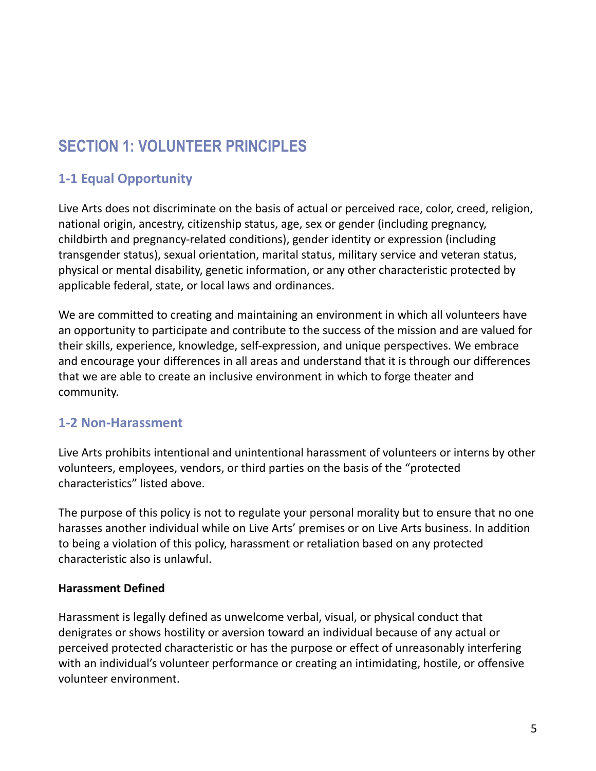# SECTION 1: VOLUNTEER PRINCIPLES

## 1-1 Equal Opportunity

Live Arts does not discriminate on the basis of actual or perceived race, color, creed, religion, national origin, ancestry, citizenship status, age, sex or gender (including pregnancy, childbirth and pregnancy-related conditions), gender identity or expression (including transgender status), sexual orientation, marital status, military service and veteran status, physical or mental disability, genetic information, or any other characteristic protected by applicable federal, state, or local laws and ordinances.

We are committed to creating and maintaining an environment in which all volunteers have an opportunity to participate and contribute to the success of the mission and are valued for their skills, experience, knowledge, self-expression, and unique perspectives. We embrace and encourage your differences in all areas and understand that it is through our differences that we are able to create an inclusive environment in which to forge theater and community.

## 1-2 Non-Harassment

Live Arts prohibits intentional and unintentional harassment of volunteers or interns by other volunteers, employees, vendors, or third parties on the basis of the "protected characteristics" listed above.

The purpose of this policy is not to regulate your personal morality but to ensure that no one harasses another individual while on Live Arts' premises or on Live Arts business. In addition to being a violation of this policy, harassment or retaliation based on any protected characteristic also is unlawful.

**Harassment Defined**

Harassment is legally defined as unwelcome verbal, visual, or physical conduct that denigrates or shows hostility or aversion toward an individual because of any actual or perceived protected characteristic or has the purpose or effect of unreasonably interfering with an individual's volunteer performance or creating an intimidating, hostile, or offensive volunteer environment.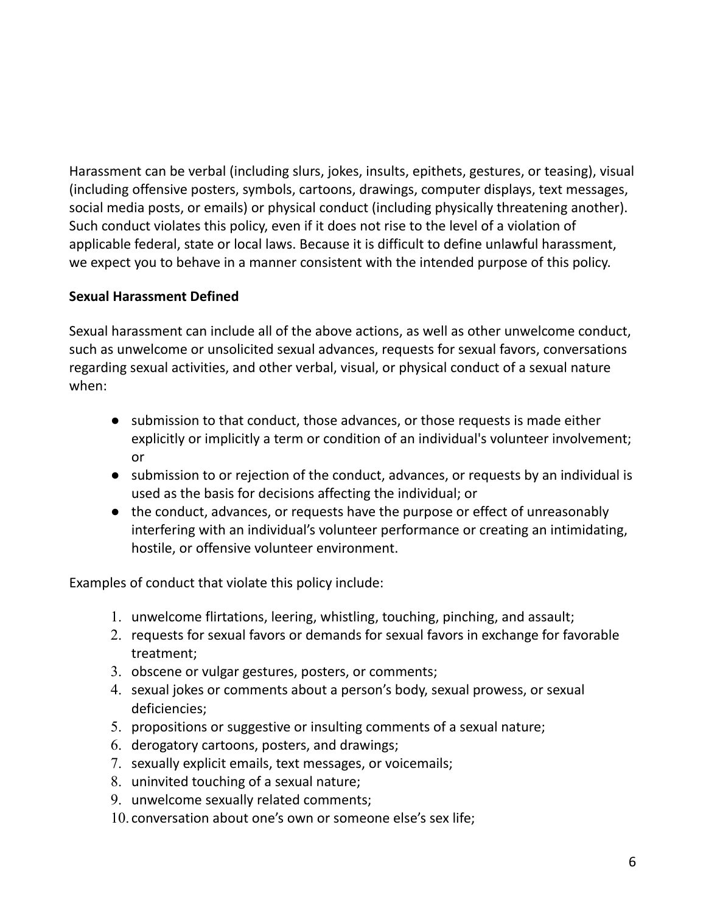Harassment can be verbal (including slurs, jokes, insults, epithets, gestures, or teasing), visual (including offensive posters, symbols, cartoons, drawings, computer displays, text messages, social media posts, or emails) or physical conduct (including physically threatening another). Such conduct violates this policy, even if it does not rise to the level of a violation of applicable federal, state or local laws. Because it is difficult to define unlawful harassment, we expect you to behave in a manner consistent with the intended purpose of this policy.

**Sexual Harassment Defined**

Sexual harassment can include all of the above actions, as well as other unwelcome conduct, such as unwelcome or unsolicited sexual advances, requests for sexual favors, conversations regarding sexual activities, and other verbal, visual, or physical conduct of a sexual nature when:

- submission to that conduct, those advances, or those requests is made either explicitly or implicitly a term or condition of an individual's volunteer involvement; or
- submission to or rejection of the conduct, advances, or requests by an individual is used as the basis for decisions affecting the individual; or
- the conduct, advances, or requests have the purpose or effect of unreasonably interfering with an individual's volunteer performance or creating an intimidating, hostile, or offensive volunteer environment.

Examples of conduct that violate this policy include:

1. unwelcome flirtations, leering, whistling, touching, pinching, and assault;
2. requests for sexual favors or demands for sexual favors in exchange for favorable treatment;
3. obscene or vulgar gestures, posters, or comments;
4. sexual jokes or comments about a person's body, sexual prowess, or sexual deficiencies;
5. propositions or suggestive or insulting comments of a sexual nature;
6. derogatory cartoons, posters, and drawings;
7. sexually explicit emails, text messages, or voicemails;
8. uninvited touching of a sexual nature;
9. unwelcome sexually related comments;
10. conversation about one's own or someone else's sex life;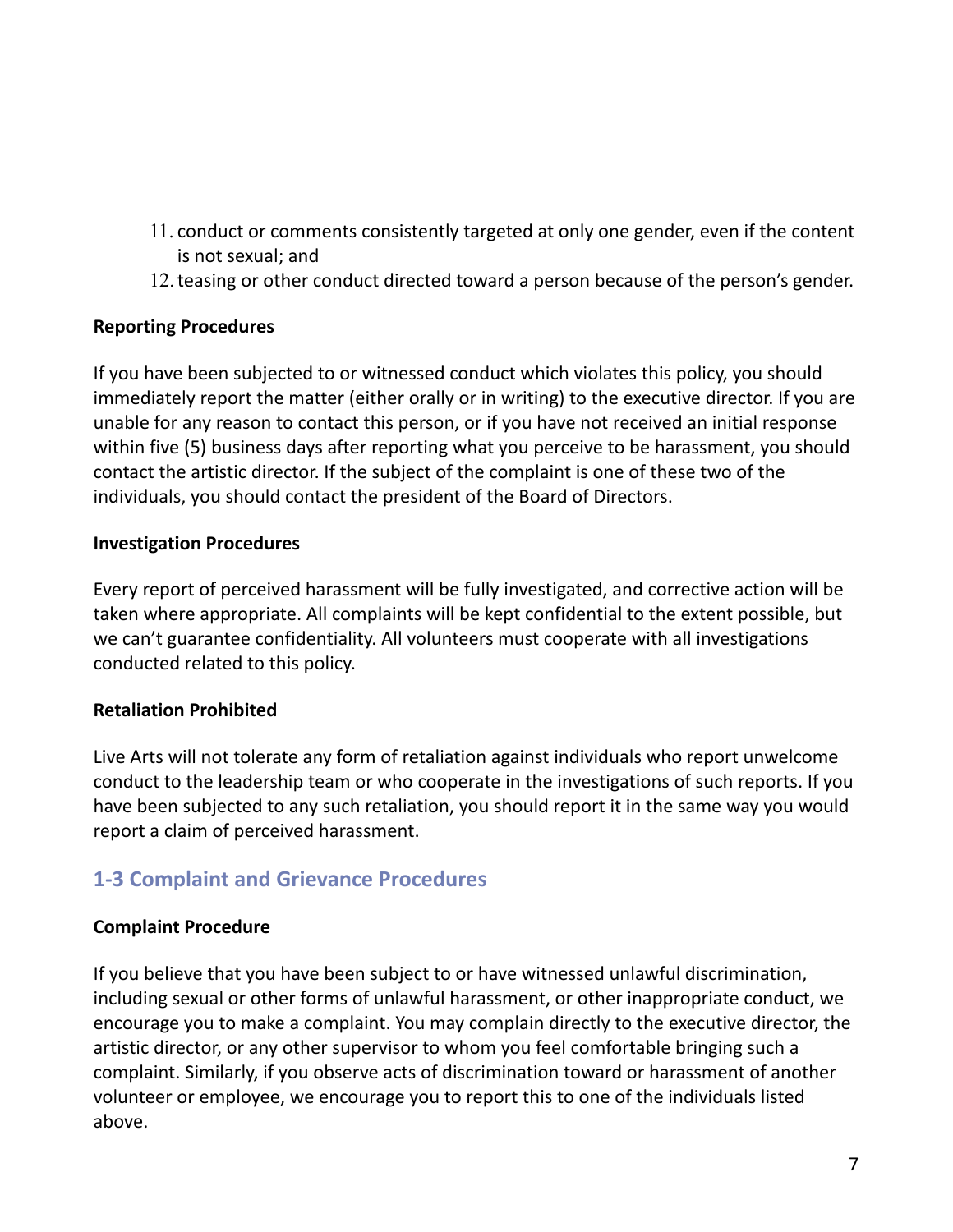11. conduct or comments consistently targeted at only one gender, even if the content is not sexual; and
12. teasing or other conduct directed toward a person because of the person's gender.

**Reporting Procedures**

If you have been subjected to or witnessed conduct which violates this policy, you should immediately report the matter (either orally or in writing) to the executive director. If you are unable for any reason to contact this person, or if you have not received an initial response within five (5) business days after reporting what you perceive to be harassment, you should contact the artistic director. If the subject of the complaint is one of these two of the individuals, you should contact the president of the Board of Directors.

**Investigation Procedures**

Every report of perceived harassment will be fully investigated, and corrective action will be taken where appropriate. All complaints will be kept confidential to the extent possible, but we can't guarantee confidentiality. All volunteers must cooperate with all investigations conducted related to this policy.

**Retaliation Prohibited**

Live Arts will not tolerate any form of retaliation against individuals who report unwelcome conduct to the leadership team or who cooperate in the investigations of such reports. If you have been subjected to any such retaliation, you should report it in the same way you would report a claim of perceived harassment.

## 1-3 Complaint and Grievance Procedures

**Complaint Procedure**

If you believe that you have been subject to or have witnessed unlawful discrimination, including sexual or other forms of unlawful harassment, or other inappropriate conduct, we encourage you to make a complaint. You may complain directly to the executive director, the artistic director, or any other supervisor to whom you feel comfortable bringing such a complaint. Similarly, if you observe acts of discrimination toward or harassment of another volunteer or employee, we encourage you to report this to one of the individuals listed above.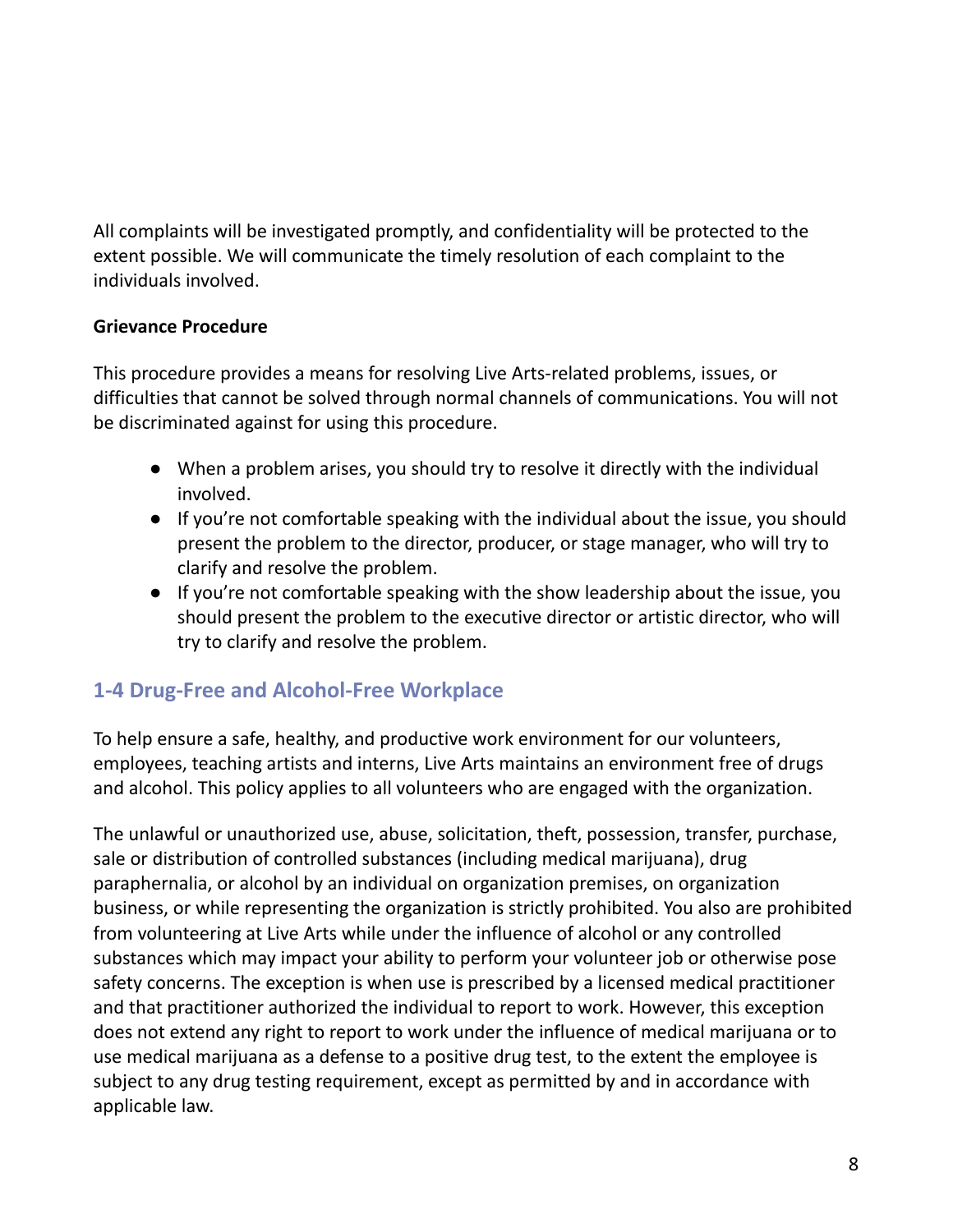All complaints will be investigated promptly, and confidentiality will be protected to the extent possible. We will communicate the timely resolution of each complaint to the individuals involved.

**Grievance Procedure**

This procedure provides a means for resolving Live Arts-related problems, issues, or difficulties that cannot be solved through normal channels of communications. You will not be discriminated against for using this procedure.

- When a problem arises, you should try to resolve it directly with the individual involved.
- If you're not comfortable speaking with the individual about the issue, you should present the problem to the director, producer, or stage manager, who will try to clarify and resolve the problem.
- If you're not comfortable speaking with the show leadership about the issue, you should present the problem to the executive director or artistic director, who will try to clarify and resolve the problem.

## 1-4 Drug-Free and Alcohol-Free Workplace

To help ensure a safe, healthy, and productive work environment for our volunteers, employees, teaching artists and interns, Live Arts maintains an environment free of drugs and alcohol. This policy applies to all volunteers who are engaged with the organization.

The unlawful or unauthorized use, abuse, solicitation, theft, possession, transfer, purchase, sale or distribution of controlled substances (including medical marijuana), drug paraphernalia, or alcohol by an individual on organization premises, on organization business, or while representing the organization is strictly prohibited. You also are prohibited from volunteering at Live Arts while under the influence of alcohol or any controlled substances which may impact your ability to perform your volunteer job or otherwise pose safety concerns. The exception is when use is prescribed by a licensed medical practitioner and that practitioner authorized the individual to report to work. However, this exception does not extend any right to report to work under the influence of medical marijuana or to use medical marijuana as a defense to a positive drug test, to the extent the employee is subject to any drug testing requirement, except as permitted by and in accordance with applicable law.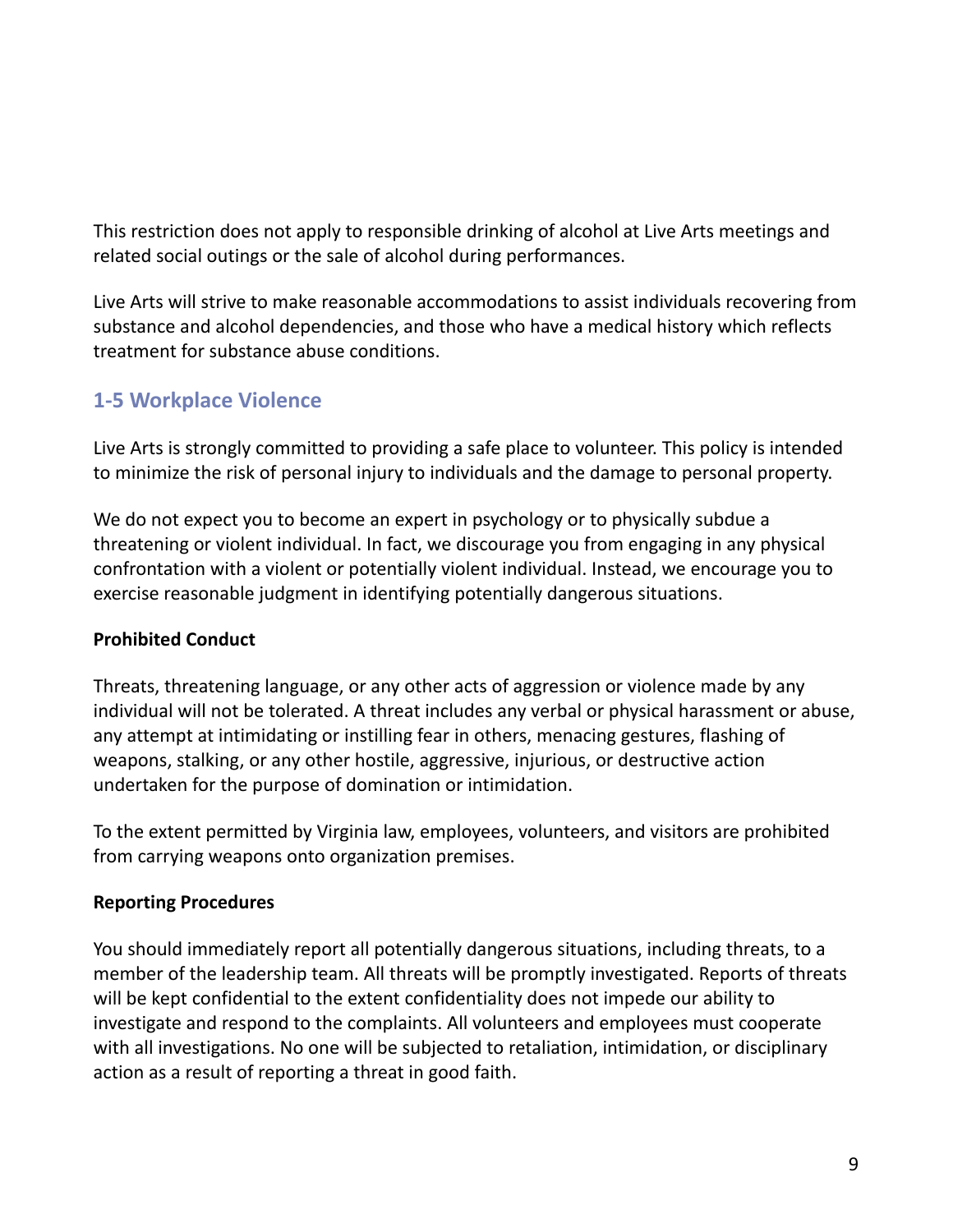This restriction does not apply to responsible drinking of alcohol at Live Arts meetings and related social outings or the sale of alcohol during performances.

Live Arts will strive to make reasonable accommodations to assist individuals recovering from substance and alcohol dependencies, and those who have a medical history which reflects treatment for substance abuse conditions.

## 1-5 Workplace Violence

Live Arts is strongly committed to providing a safe place to volunteer. This policy is intended to minimize the risk of personal injury to individuals and the damage to personal property.

We do not expect you to become an expert in psychology or to physically subdue a threatening or violent individual. In fact, we discourage you from engaging in any physical confrontation with a violent or potentially violent individual. Instead, we encourage you to exercise reasonable judgment in identifying potentially dangerous situations.

**Prohibited Conduct**

Threats, threatening language, or any other acts of aggression or violence made by any individual will not be tolerated. A threat includes any verbal or physical harassment or abuse, any attempt at intimidating or instilling fear in others, menacing gestures, flashing of weapons, stalking, or any other hostile, aggressive, injurious, or destructive action undertaken for the purpose of domination or intimidation.

To the extent permitted by Virginia law, employees, volunteers, and visitors are prohibited from carrying weapons onto organization premises.

**Reporting Procedures**

You should immediately report all potentially dangerous situations, including threats, to a member of the leadership team. All threats will be promptly investigated. Reports of threats will be kept confidential to the extent confidentiality does not impede our ability to investigate and respond to the complaints. All volunteers and employees must cooperate with all investigations. No one will be subjected to retaliation, intimidation, or disciplinary action as a result of reporting a threat in good faith.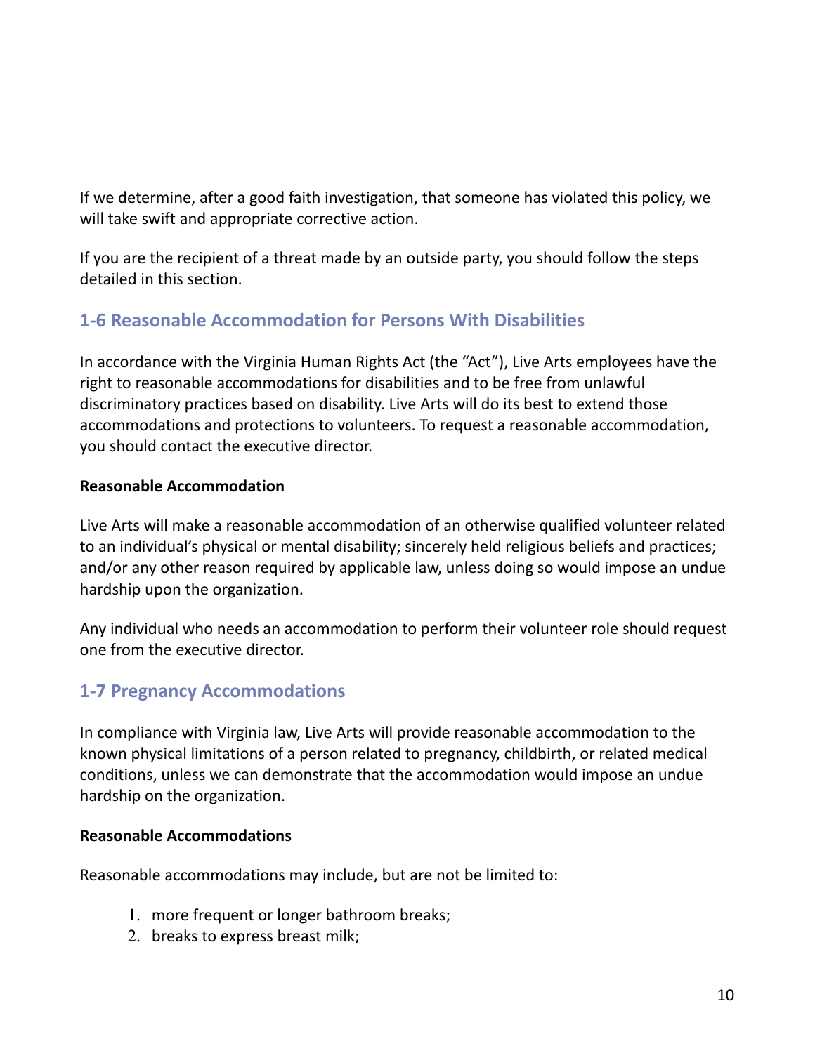If we determine, after a good faith investigation, that someone has violated this policy, we will take swift and appropriate corrective action.

If you are the recipient of a threat made by an outside party, you should follow the steps detailed in this section.

## 1-6 Reasonable Accommodation for Persons With Disabilities

In accordance with the Virginia Human Rights Act (the "Act"), Live Arts employees have the right to reasonable accommodations for disabilities and to be free from unlawful discriminatory practices based on disability. Live Arts will do its best to extend those accommodations and protections to volunteers. To request a reasonable accommodation, you should contact the executive director.

**Reasonable Accommodation**

Live Arts will make a reasonable accommodation of an otherwise qualified volunteer related to an individual's physical or mental disability; sincerely held religious beliefs and practices; and/or any other reason required by applicable law, unless doing so would impose an undue hardship upon the organization.

Any individual who needs an accommodation to perform their volunteer role should request one from the executive director.

## 1-7 Pregnancy Accommodations

In compliance with Virginia law, Live Arts will provide reasonable accommodation to the known physical limitations of a person related to pregnancy, childbirth, or related medical conditions, unless we can demonstrate that the accommodation would impose an undue hardship on the organization.

**Reasonable Accommodations**

Reasonable accommodations may include, but are not be limited to:

1. more frequent or longer bathroom breaks;
2. breaks to express breast milk;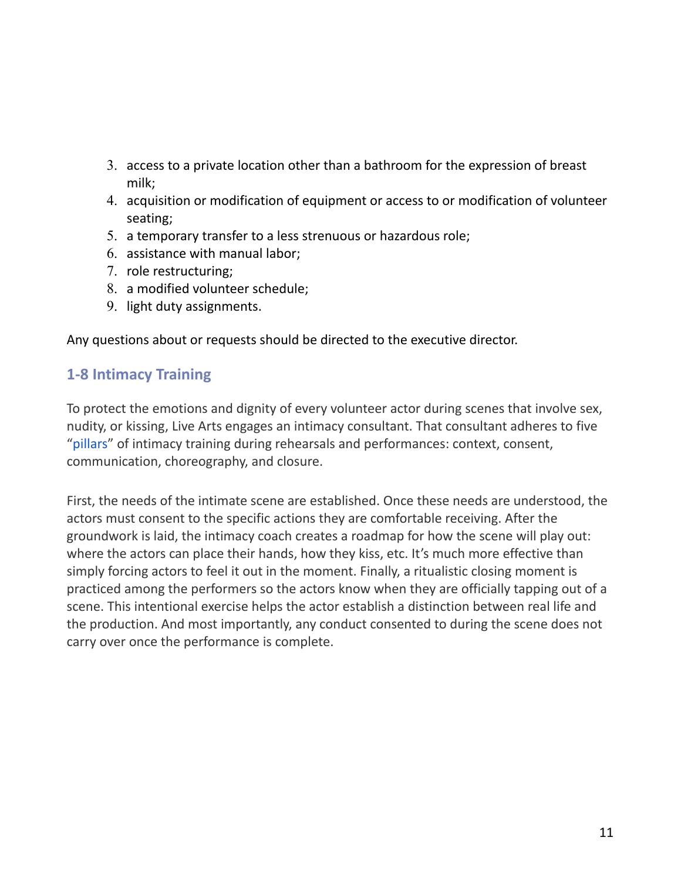3. access to a private location other than a bathroom for the expression of breast milk;
4. acquisition or modification of equipment or access to or modification of volunteer seating;
5. a temporary transfer to a less strenuous or hazardous role;
6. assistance with manual labor;
7. role restructuring;
8. a modified volunteer schedule;
9. light duty assignments.

Any questions about or requests should be directed to the executive director.

## 1-8 Intimacy Training

To protect the emotions and dignity of every volunteer actor during scenes that involve sex, nudity, or kissing, Live Arts engages an intimacy consultant. That consultant adheres to five "pillars" of intimacy training during rehearsals and performances: context, consent, communication, choreography, and closure.

First, the needs of the intimate scene are established. Once these needs are understood, the actors must consent to the specific actions they are comfortable receiving. After the groundwork is laid, the intimacy coach creates a roadmap for how the scene will play out: where the actors can place their hands, how they kiss, etc. It's much more effective than simply forcing actors to feel it out in the moment. Finally, a ritualistic closing moment is practiced among the performers so the actors know when they are officially tapping out of a scene. This intentional exercise helps the actor establish a distinction between real life and the production. And most importantly, any conduct consented to during the scene does not carry over once the performance is complete.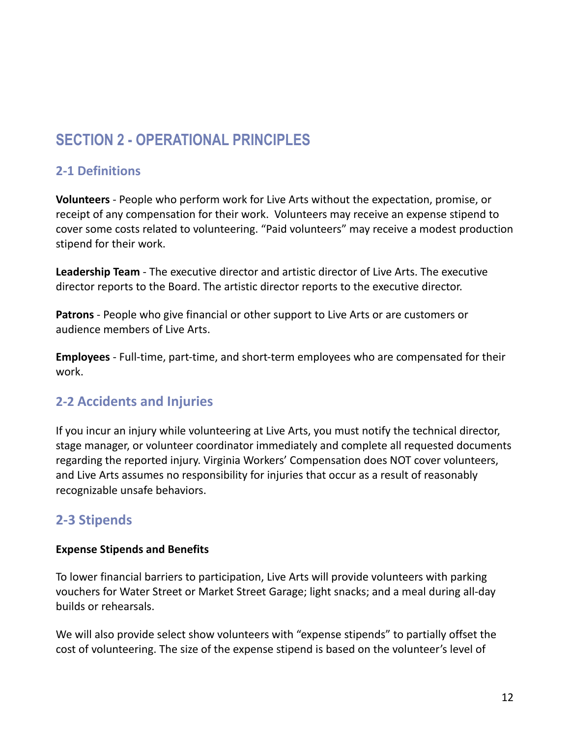# SECTION 2 - OPERATIONAL PRINCIPLES

## 2-1 Definitions

**Volunteers** - People who perform work for Live Arts without the expectation, promise, or receipt of any compensation for their work. Volunteers may receive an expense stipend to cover some costs related to volunteering. "Paid volunteers" may receive a modest production stipend for their work.

**Leadership Team** - The executive director and artistic director of Live Arts. The executive director reports to the Board. The artistic director reports to the executive director.

**Patrons** - People who give financial or other support to Live Arts or are customers or audience members of Live Arts.

**Employees** - Full-time, part-time, and short-term employees who are compensated for their work.

## 2-2 Accidents and Injuries

If you incur an injury while volunteering at Live Arts, you must notify the technical director, stage manager, or volunteer coordinator immediately and complete all requested documents regarding the reported injury. Virginia Workers' Compensation does NOT cover volunteers, and Live Arts assumes no responsibility for injuries that occur as a result of reasonably recognizable unsafe behaviors.

## 2-3 Stipends

**Expense Stipends and Benefits**

To lower financial barriers to participation, Live Arts will provide volunteers with parking vouchers for Water Street or Market Street Garage; light snacks; and a meal during all-day builds or rehearsals.

We will also provide select show volunteers with "expense stipends" to partially offset the cost of volunteering. The size of the expense stipend is based on the volunteer's level of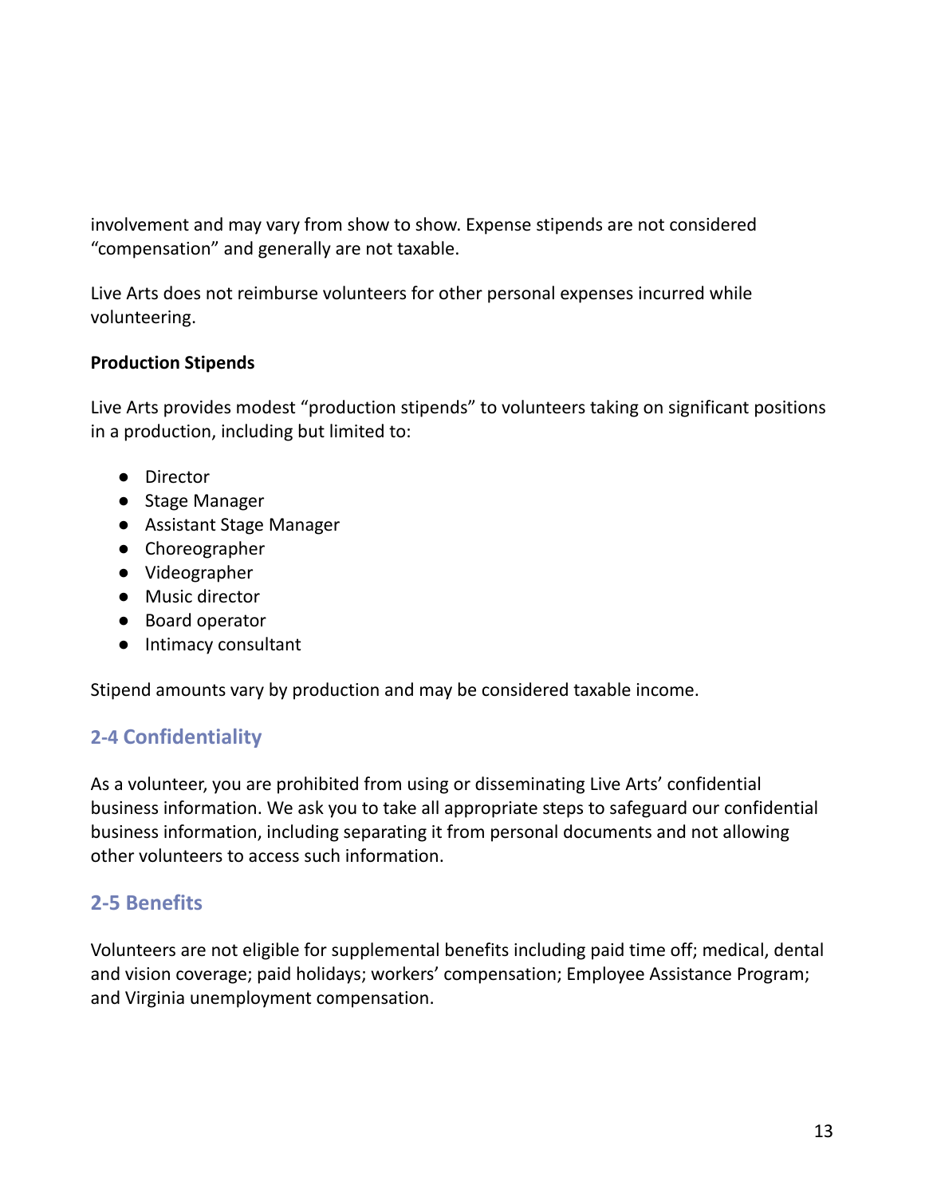involvement and may vary from show to show. Expense stipends are not considered "compensation" and generally are not taxable.

Live Arts does not reimburse volunteers for other personal expenses incurred while volunteering.

**Production Stipends**

Live Arts provides modest "production stipends" to volunteers taking on significant positions in a production, including but limited to:

- Director
- Stage Manager
- Assistant Stage Manager
- Choreographer
- Videographer
- Music director
- Board operator
- Intimacy consultant

Stipend amounts vary by production and may be considered taxable income.

## 2-4 Confidentiality

As a volunteer, you are prohibited from using or disseminating Live Arts' confidential business information. We ask you to take all appropriate steps to safeguard our confidential business information, including separating it from personal documents and not allowing other volunteers to access such information.

## 2-5 Benefits

Volunteers are not eligible for supplemental benefits including paid time off; medical, dental and vision coverage; paid holidays; workers' compensation; Employee Assistance Program; and Virginia unemployment compensation.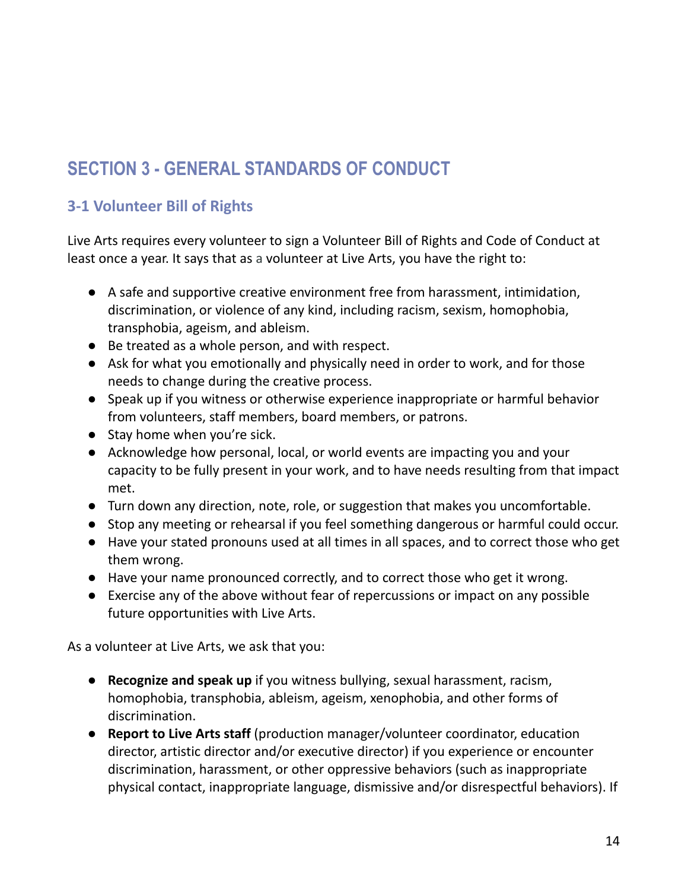## SECTION 3 - GENERAL STANDARDS OF CONDUCT

### 3-1 Volunteer Bill of Rights

Live Arts requires every volunteer to sign a Volunteer Bill of Rights and Code of Conduct at least once a year. It says that as a volunteer at Live Arts, you have the right to:

- A safe and supportive creative environment free from harassment, intimidation, discrimination, or violence of any kind, including racism, sexism, homophobia, transphobia, ageism, and ableism.
- Be treated as a whole person, and with respect.
- Ask for what you emotionally and physically need in order to work, and for those needs to change during the creative process.
- Speak up if you witness or otherwise experience inappropriate or harmful behavior from volunteers, staff members, board members, or patrons.
- Stay home when you're sick.
- Acknowledge how personal, local, or world events are impacting you and your capacity to be fully present in your work, and to have needs resulting from that impact met.
- Turn down any direction, note, role, or suggestion that makes you uncomfortable.
- Stop any meeting or rehearsal if you feel something dangerous or harmful could occur.
- Have your stated pronouns used at all times in all spaces, and to correct those who get them wrong.
- Have your name pronounced correctly, and to correct those who get it wrong.
- Exercise any of the above without fear of repercussions or impact on any possible future opportunities with Live Arts.

As a volunteer at Live Arts, we ask that you:

- **Recognize and speak up** if you witness bullying, sexual harassment, racism, homophobia, transphobia, ableism, ageism, xenophobia, and other forms of discrimination.
- **Report to Live Arts staff** (production manager/volunteer coordinator, education director, artistic director and/or executive director) if you experience or encounter discrimination, harassment, or other oppressive behaviors (such as inappropriate physical contact, inappropriate language, dismissive and/or disrespectful behaviors). If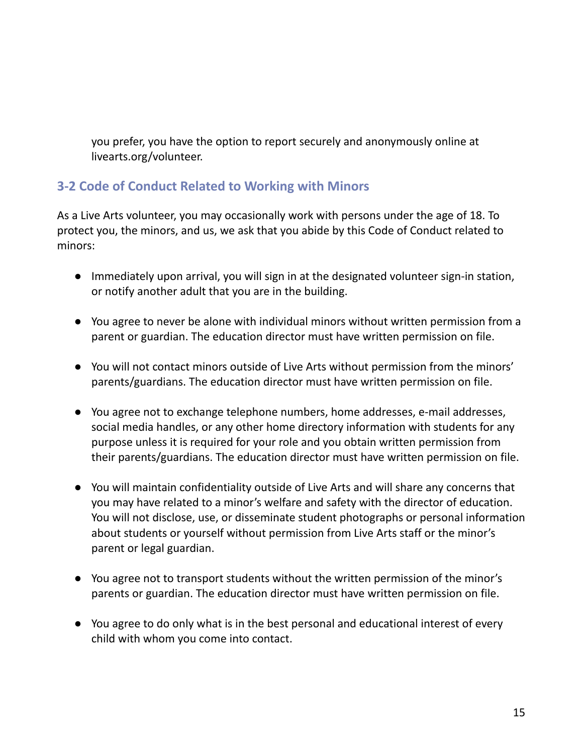you prefer, you have the option to report securely and anonymously online at livearts.org/volunteer.

### 3-2 Code of Conduct Related to Working with Minors

As a Live Arts volunteer, you may occasionally work with persons under the age of 18. To protect you, the minors, and us, we ask that you abide by this Code of Conduct related to minors:

- Immediately upon arrival, you will sign in at the designated volunteer sign-in station, or notify another adult that you are in the building.
- You agree to never be alone with individual minors without written permission from a parent or guardian. The education director must have written permission on file.
- You will not contact minors outside of Live Arts without permission from the minors' parents/guardians. The education director must have written permission on file.
- You agree not to exchange telephone numbers, home addresses, e-mail addresses, social media handles, or any other home directory information with students for any purpose unless it is required for your role and you obtain written permission from their parents/guardians. The education director must have written permission on file.
- You will maintain confidentiality outside of Live Arts and will share any concerns that you may have related to a minor's welfare and safety with the director of education. You will not disclose, use, or disseminate student photographs or personal information about students or yourself without permission from Live Arts staff or the minor's parent or legal guardian.
- You agree not to transport students without the written permission of the minor's parents or guardian. The education director must have written permission on file.
- You agree to do only what is in the best personal and educational interest of every child with whom you come into contact.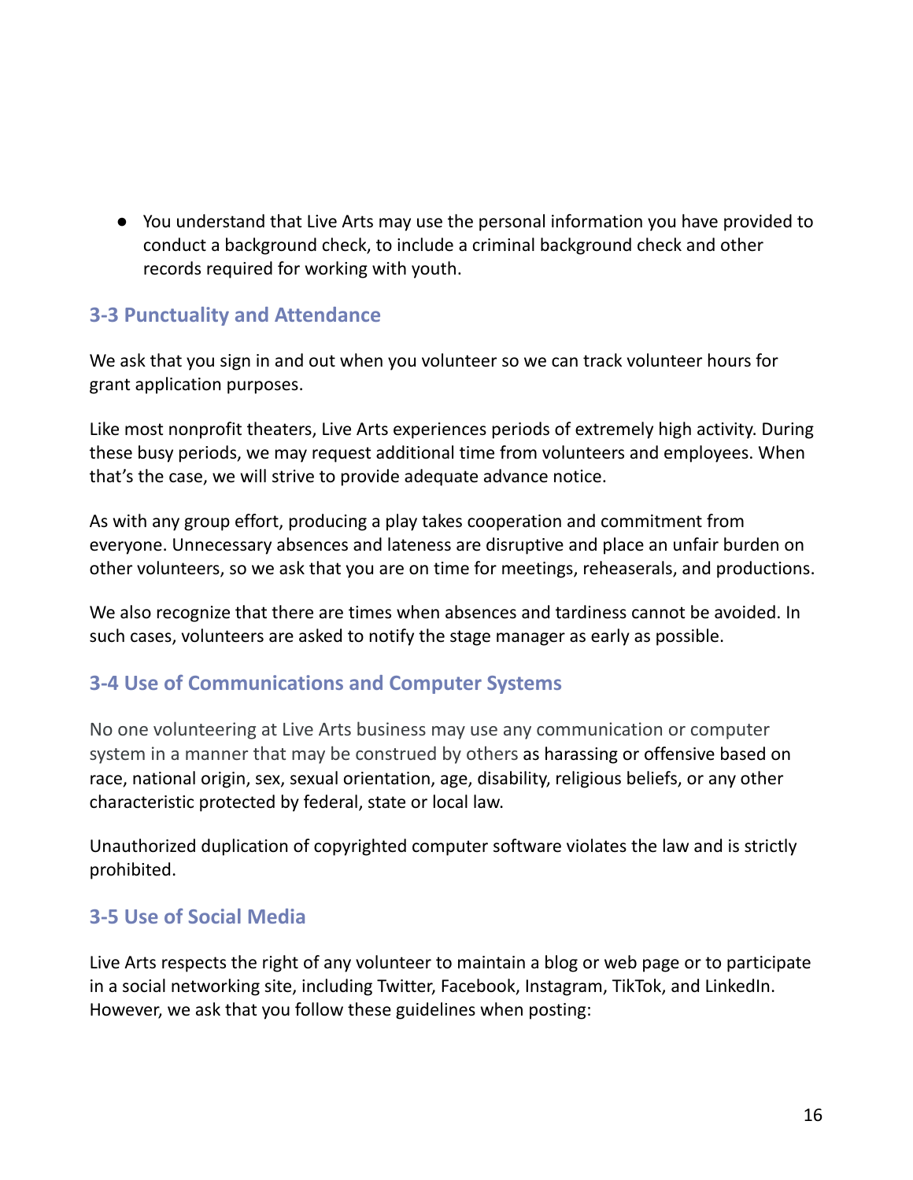- You understand that Live Arts may use the personal information you have provided to conduct a background check, to include a criminal background check and other records required for working with youth.

## 3-3 Punctuality and Attendance

We ask that you sign in and out when you volunteer so we can track volunteer hours for grant application purposes.

Like most nonprofit theaters, Live Arts experiences periods of extremely high activity. During these busy periods, we may request additional time from volunteers and employees. When that's the case, we will strive to provide adequate advance notice.

As with any group effort, producing a play takes cooperation and commitment from everyone. Unnecessary absences and lateness are disruptive and place an unfair burden on other volunteers, so we ask that you are on time for meetings, reheaserals, and productions.

We also recognize that there are times when absences and tardiness cannot be avoided. In such cases, volunteers are asked to notify the stage manager as early as possible.

## 3-4 Use of Communications and Computer Systems

No one volunteering at Live Arts business may use any communication or computer system in a manner that may be construed by others as harassing or offensive based on race, national origin, sex, sexual orientation, age, disability, religious beliefs, or any other characteristic protected by federal, state or local law.

Unauthorized duplication of copyrighted computer software violates the law and is strictly prohibited.

## 3-5 Use of Social Media

Live Arts respects the right of any volunteer to maintain a blog or web page or to participate in a social networking site, including Twitter, Facebook, Instagram, TikTok, and LinkedIn. However, we ask that you follow these guidelines when posting: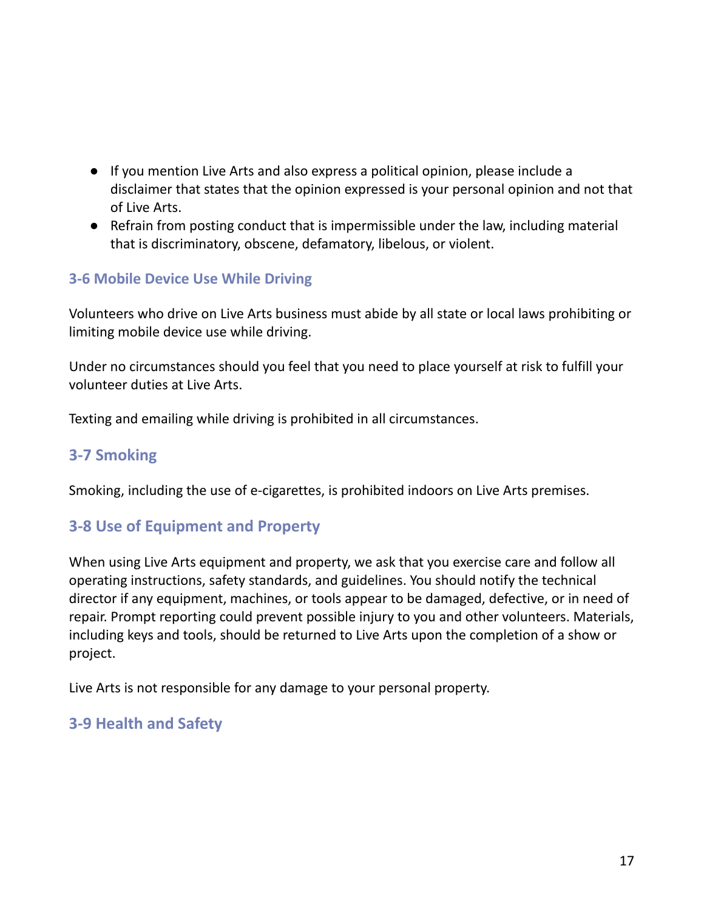- If you mention Live Arts and also express a political opinion, please include a disclaimer that states that the opinion expressed is your personal opinion and not that of Live Arts.
- Refrain from posting conduct that is impermissible under the law, including material that is discriminatory, obscene, defamatory, libelous, or violent.

### 3-6 Mobile Device Use While Driving

Volunteers who drive on Live Arts business must abide by all state or local laws prohibiting or limiting mobile device use while driving.

Under no circumstances should you feel that you need to place yourself at risk to fulfill your volunteer duties at Live Arts.

Texting and emailing while driving is prohibited in all circumstances.

### 3-7 Smoking

Smoking, including the use of e-cigarettes, is prohibited indoors on Live Arts premises.

### 3-8 Use of Equipment and Property

When using Live Arts equipment and property, we ask that you exercise care and follow all operating instructions, safety standards, and guidelines. You should notify the technical director if any equipment, machines, or tools appear to be damaged, defective, or in need of repair. Prompt reporting could prevent possible injury to you and other volunteers. Materials, including keys and tools, should be returned to Live Arts upon the completion of a show or project.

Live Arts is not responsible for any damage to your personal property.

### 3-9 Health and Safety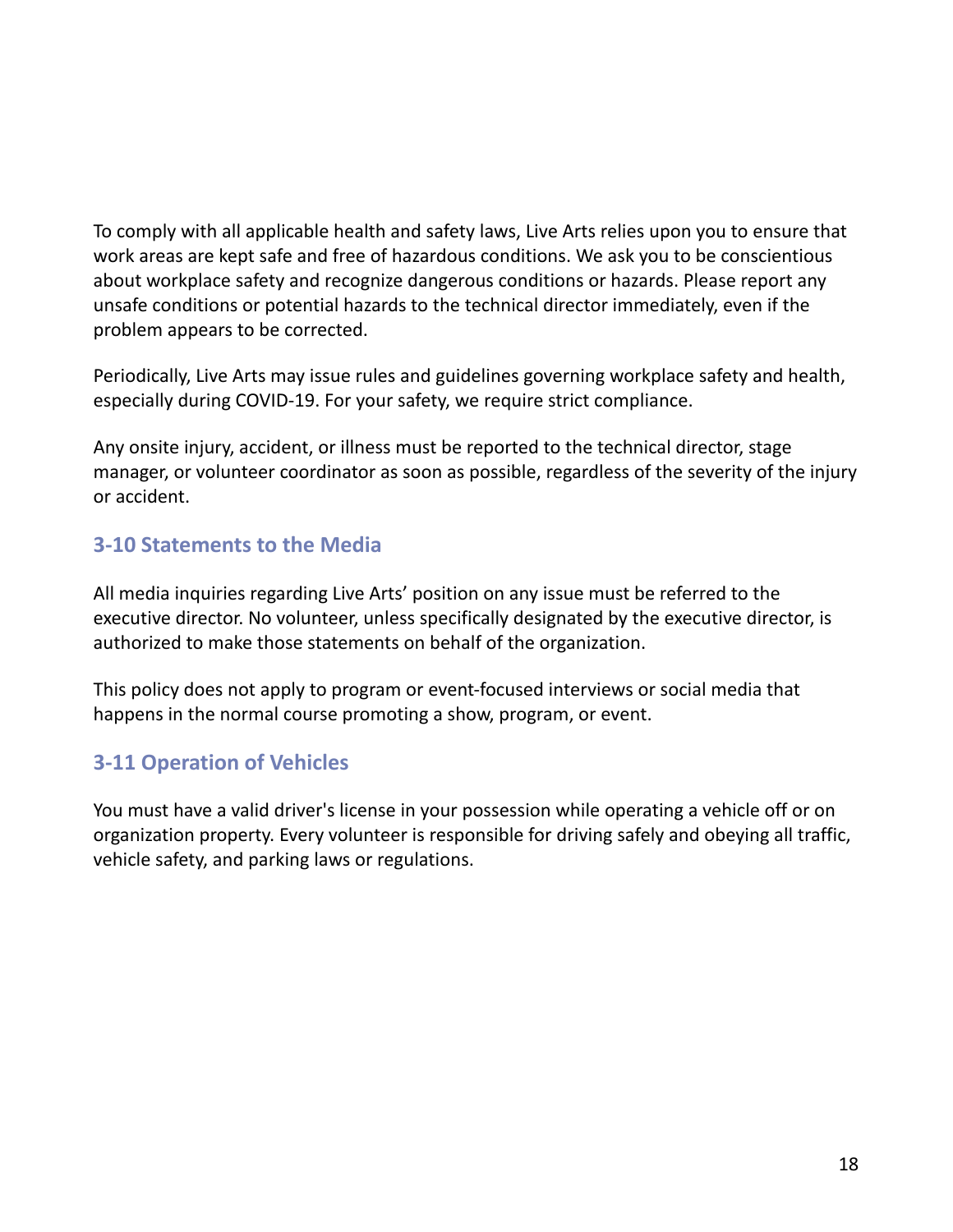To comply with all applicable health and safety laws, Live Arts relies upon you to ensure that work areas are kept safe and free of hazardous conditions. We ask you to be conscientious about workplace safety and recognize dangerous conditions or hazards. Please report any unsafe conditions or potential hazards to the technical director immediately, even if the problem appears to be corrected.

Periodically, Live Arts may issue rules and guidelines governing workplace safety and health, especially during COVID-19. For your safety, we require strict compliance.

Any onsite injury, accident, or illness must be reported to the technical director, stage manager, or volunteer coordinator as soon as possible, regardless of the severity of the injury or accident.

### 3-10 Statements to the Media

All media inquiries regarding Live Arts' position on any issue must be referred to the executive director. No volunteer, unless specifically designated by the executive director, is authorized to make those statements on behalf of the organization.

This policy does not apply to program or event-focused interviews or social media that happens in the normal course promoting a show, program, or event.

### 3-11 Operation of Vehicles

You must have a valid driver's license in your possession while operating a vehicle off or on organization property. Every volunteer is responsible for driving safely and obeying all traffic, vehicle safety, and parking laws or regulations.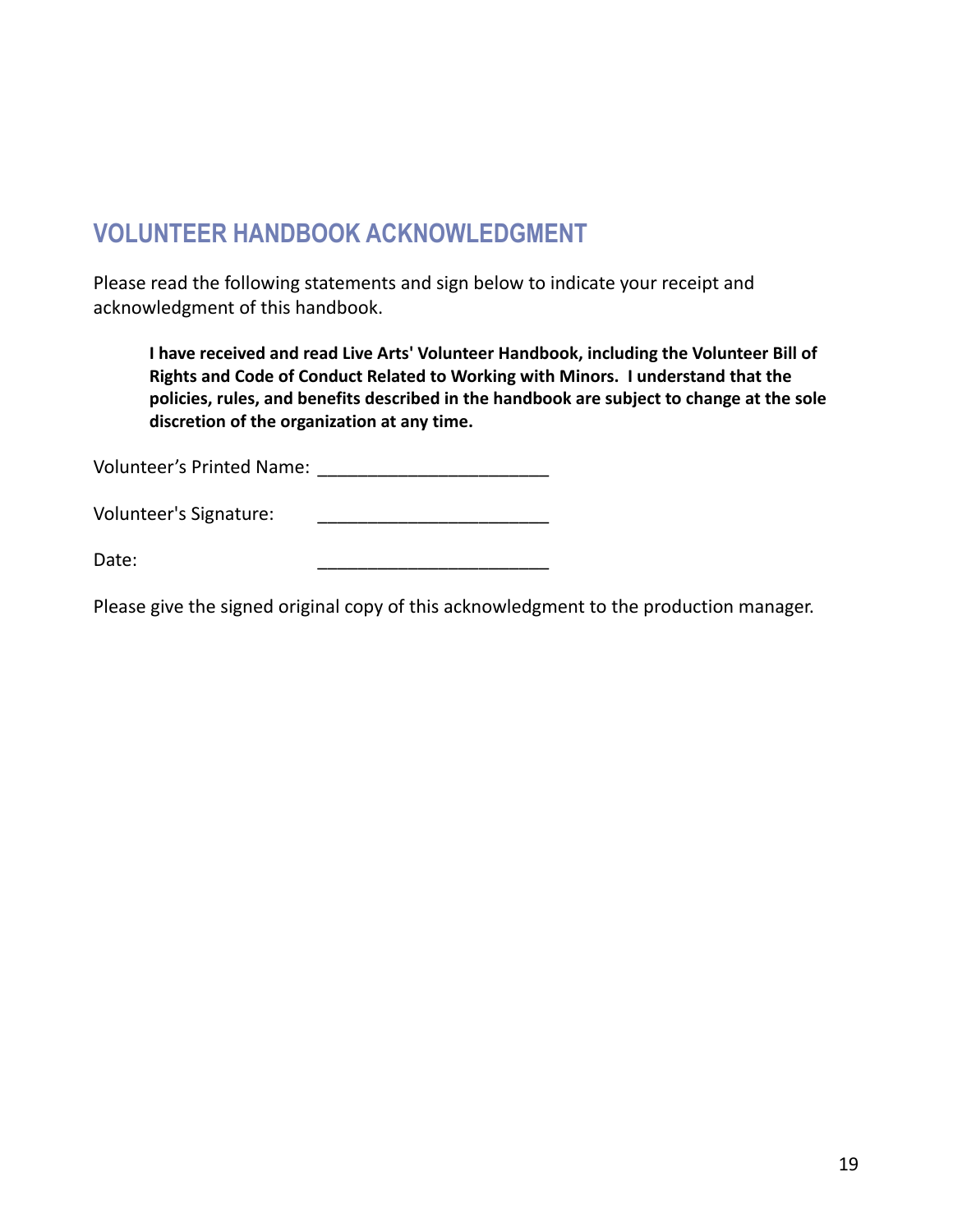## VOLUNTEER HANDBOOK ACKNOWLEDGMENT

Please read the following statements and sign below to indicate your receipt and acknowledgment of this handbook.

> **I have received and read Live Arts' Volunteer Handbook, including the Volunteer Bill of Rights and Code of Conduct Related to Working with Minors. I understand that the policies, rules, and benefits described in the handbook are subject to change at the sole discretion of the organization at any time.**

Volunteer's Printed Name: ________________________

Volunteer's Signature: ________________________

Date: ________________________

Please give the signed original copy of this acknowledgment to the production manager.